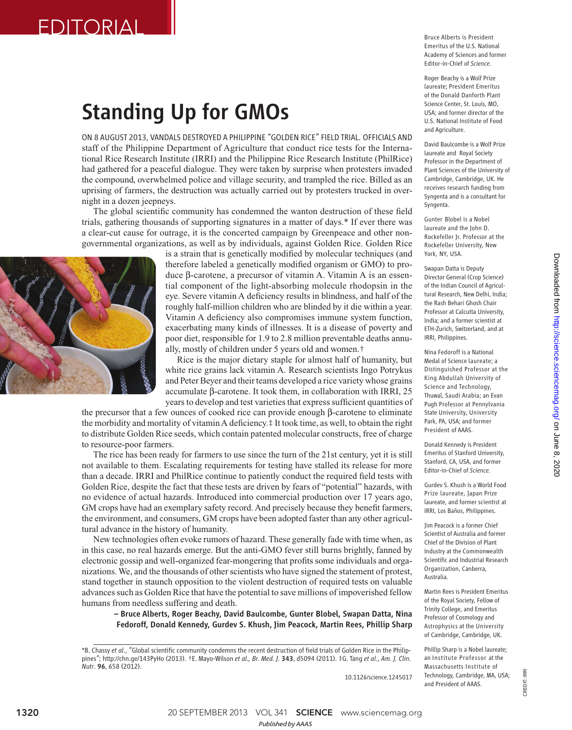EDITORIAL

# Standing Up for GMOs

ON 8 AUGUST 2013, VANDALS DESTROYED A PHILIPPINE "GOLDEN RICE" FIELD TRIAL. OFFICIALS AND staff of the Philippine Department of Agriculture that conduct rice tests for the International Rice Research Institute (IRRI) and the Philippine Rice Research Institute (PhilRice) had gathered for a peaceful dialogue. They were taken by surprise when protesters invaded the compound, overwhelmed police and village security, and trampled the rice. Billed as an uprising of farmers, the destruction was actually carried out by protesters trucked in overnight in a dozen jeepneys.

The global scientific community has condemned the wanton destruction of these field trials, gathering thousands of supporting signatures in a matter of days.* If ever there was a clear-cut cause for outrage, it is the concerted campaign by Greenpeace and other nongovernmental organizations, as well as by individuals, against Golden Rice. Golden Rice is a strain that is genetically modified by molecular techniques (and therefore labeled a genetically modified organism or GMO) to produce β-carotene, a precursor of vitamin A. Vitamin A is an essential component of the light-absorbing molecule rhodopsin in the eye. Severe vitamin A deficiency results in blindness, and half of the roughly half-million children who are blinded by it die within a year. Vitamin A deficiency also compromises immune system function, exacerbating many kinds of illnesses. It is a disease of poverty and poor diet, responsible for 1.9 to 2.8 million preventable deaths annually, mostly of children under 5 years old and women.†

Rice is the major dietary staple for almost half of humanity, but white rice grains lack vitamin A. Research scientists Ingo Potrykus and Peter Beyer and their teams developed a rice variety whose grains accumulate β-carotene. It took them, in collaboration with IRRI, 25 years to develop and test varieties that express sufficient quantities of the precursor that a few ounces of cooked rice can provide enough β-carotene to eliminate the morbidity and mortality of vitamin A deficiency.‡ It took time, as well, to obtain the right to distribute Golden Rice seeds, which contain patented molecular constructs, free of charge to resource-poor farmers.

The rice has been ready for farmers to use since the turn of the 21st century, yet it is still not available to them. Escalating requirements for testing have stalled its release for more than a decade. IRRI and PhilRice continue to patiently conduct the required field tests with Golden Rice, despite the fact that these tests are driven by fears of "potential" hazards, with no evidence of actual hazards. Introduced into commercial production over 17 years ago, GM crops have had an exemplary safety record. And precisely because they benefit farmers, the environment, and consumers, GM crops have been adopted faster than any other agricultural advance in the history of humanity.

New technologies often evoke rumors of hazard. These generally fade with time when, as in this case, no real hazards emerge. But the anti-GMO fever still burns brightly, fanned by electronic gossip and well-organized fear-mongering that profits some individuals and organizations. We, and the thousands of other scientists who have signed the statement of protest, stand together in staunch opposition to the violent destruction of required tests on valuable advances such as Golden Rice that have the potential to save millions of impoverished fellow humans from needless suffering and death.

**– Bruce Alberts, Roger Beachy, David Baulcombe, Gunter Blobel, Swapan Datta, Nina Fedoroff, Donald Kennedy, Gurdev S. Khush, Jim Peacock, Martin Rees, Phillip Sharp**

Bruce Alberts is President Emeritus of the U.S. National Academy of Sciences and former Editor-in-Chief of *Science*.

Roger Beachy is a Wolf Prize laureate; President Emeritus of the Donald Danforth Plant Science Center, St. Louis, MO, USA; and former director of the U.S. National Institute of Food and Agriculture.

David Baulcombe is a Wolf Prize laureate and Royal Society Professor in the Department of Plant Sciences of the University of Cambridge, Cambridge, UK. He receives research funding from Syngenta and is a consultant for Syngenta.

Gunter Blobel is a Nobel laureate and the John D. Rockefeller Jr. Professor at the Rockefeller University, New York, NY, USA.

Swapan Datta is Deputy Director General (Crop Science) of the Indian Council of Agricultural Research, New Delhi, India; the Rash Behari Ghosh Chair Professor at Calcutta University, India; and a former scientist at ETH-Zurich, Switzerland, and at IRRI, Philippines.

Nina Fedoroff is a National Medal of Science laureate; a Distinguished Professor at the King Abdullah University of Science and Technology, Thuwal, Saudi Arabia; an Evan Pugh Professor at Pennylvania State University, University Park, PA, USA; and former President of AAAS.

Donald Kennedy is President Emeritus of Stanford University, Stanford, CA, USA, and former Editor-in-Chief of *Science*.

Gurdev S. Khush is a World Food Prize laureate, Japan Prize laureate, and former scientist at IRRI, Los Baños, Philippines.

Jim Peacock is a former Chief Scientist of Australia and former Chief of the Division of Plant Industry at the Commonwealth Scientific and Industrial Research Organization, Canberra, Australia.

Martin Rees is President Emeritus of the Royal Society, Fellow of Trinity College, and Emeritus Professor of Cosmology and Astrophysics at the University of Cambridge, Cambridge, UK.

Phillip Sharp is a Nobel laureate; an Institute Professor at the Massachusetts Institute of Technology, Cambridge, MA, USA; and President of AAAS.

*B. Chassy *et al*., "Global scientific community condemns the recent destruction of field trials of Golden Rice in the Philippines"; http://chn.ge/143PyHo (2013). †E. Mayo-Wilson *et al., Br. Med. J.* **343**, d5094 (2011). ‡G. Tang *et al*., *Am. J. Clin. Nutr*. **96**, 658 (2012).

10.1126/science.1245017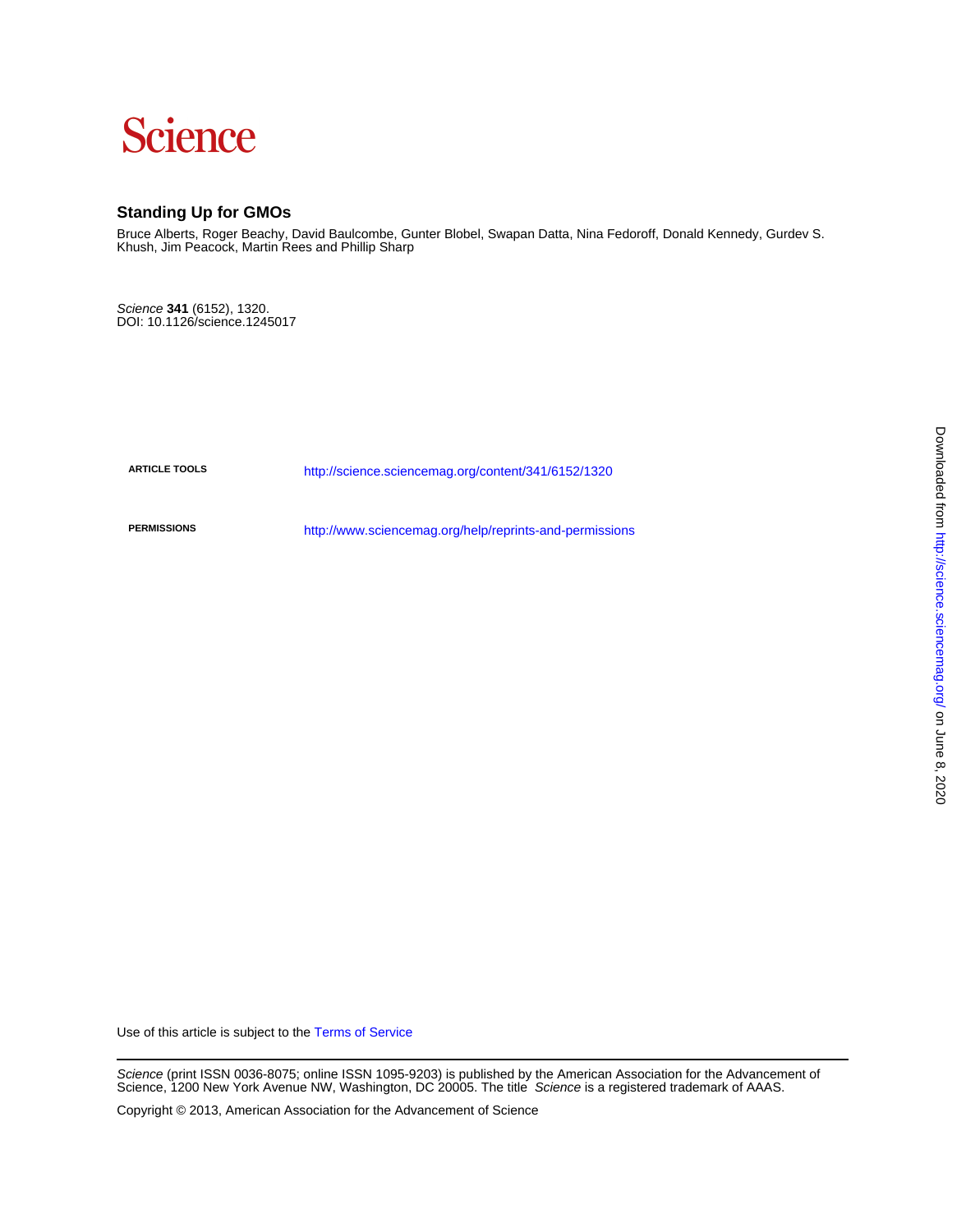# Science

## Standing Up for GMOs

Bruce Alberts, Roger Beachy, David Baulcombe, Gunter Blobel, Swapan Datta, Nina Fedoroff, Donald Kennedy, Gurdev S. Khush, Jim Peacock, Martin Rees and Phillip Sharp

*Science* **341** (6152), 1320.
DOI: 10.1126/science.1245017

**ARTICLE TOOLS** http://science.sciencemag.org/content/341/6152/1320

**PERMISSIONS** http://www.sciencemag.org/help/reprints-and-permissions

Use of this article is subject to the Terms of Service

*Science* (print ISSN 0036-8075; online ISSN 1095-9203) is published by the American Association for the Advancement of Science, 1200 New York Avenue NW, Washington, DC 20005. The title *Science* is a registered trademark of AAAS.

Copyright © 2013, American Association for the Advancement of Science

Downloaded from http://science.sciencemag.org/ on June 8, 2020